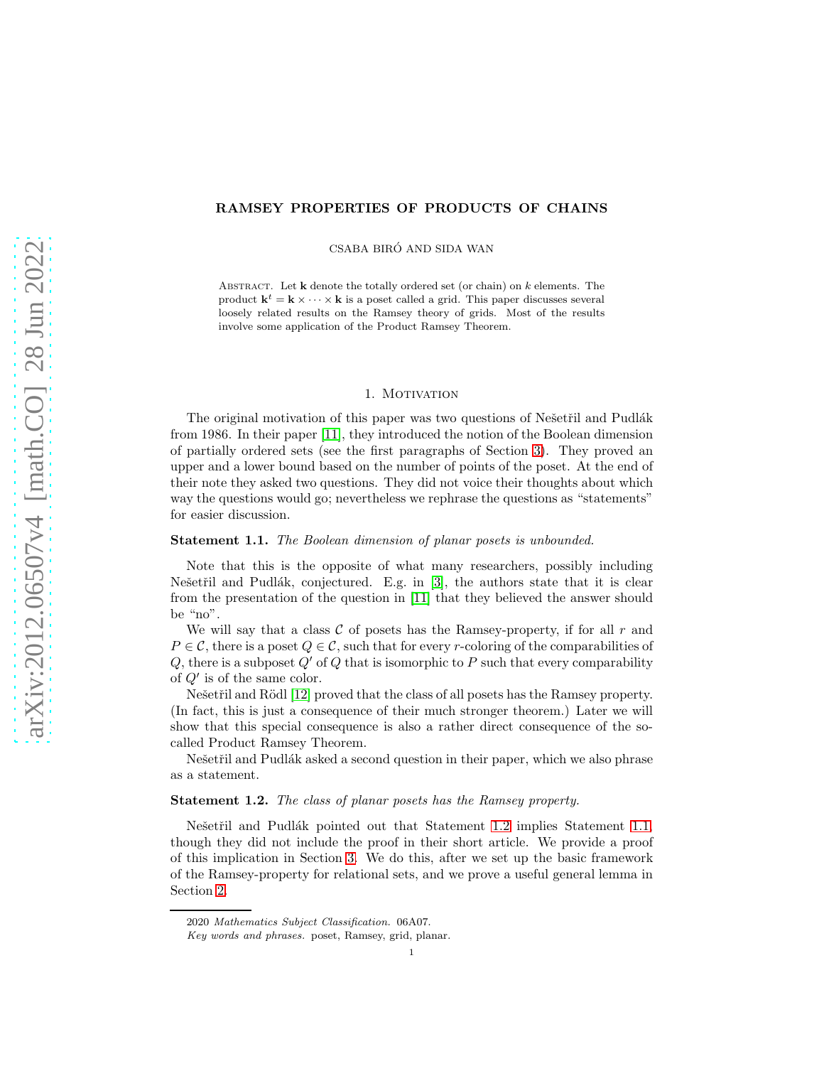# RAMSEY PROPERTIES OF PRODUCTS OF CHAINS

CSABA BIRÓ AND SIDA WAN

Abstract. Let $\mathbf{k}$ denote the totally ordered set (or chain) on $k$ elements. The product $\mathbf{k}^t = \mathbf{k} \times \cdots \times \mathbf{k}$ is a poset called a grid. This paper discusses several loosely related results on the Ramsey theory of grids. Most of the results involve some application of the Product Ramsey Theorem.

## 1. Motivation

The original motivation of this paper was two questions of Nešetřil and Pudlák from 1986. In their paper [11], they introduced the notion of the Boolean dimension of partially ordered sets (see the first paragraphs of Section 3). They proved an upper and a lower bound based on the number of points of the poset. At the end of their note they asked two questions. They did not voice their thoughts about which way the questions would go; nevertheless we rephrase the questions as "statements" for easier discussion.

**Statement 1.1.** *The Boolean dimension of planar posets is unbounded.*

Note that this is the opposite of what many researchers, possibly including Nešetřil and Pudlák, conjectured. E.g. in [3], the authors state that it is clear from the presentation of the question in [11] that they believed the answer should be "no".

We will say that a class $\mathcal{C}$ of posets has the Ramsey-property, if for all $r$ and $P \in \mathcal{C}$, there is a poset $Q \in \mathcal{C}$, such that for every $r$-coloring of the comparabilities of $Q$, there is a subposet $Q'$ of $Q$ that is isomorphic to $P$ such that every comparability of $Q'$ is of the same color.

Nešetřil and Rödl [12] proved that the class of all posets has the Ramsey property. (In fact, this is just a consequence of their much stronger theorem.) Later we will show that this special consequence is also a rather direct consequence of the so-called Product Ramsey Theorem.

Nešetřil and Pudlák asked a second question in their paper, which we also phrase as a statement.

**Statement 1.2.** *The class of planar posets has the Ramsey property.*

Nešetřil and Pudlák pointed out that Statement 1.2 implies Statement 1.1, though they did not include the proof in their short article. We provide a proof of this implication in Section 3. We do this, after we set up the basic framework of the Ramsey-property for relational sets, and we prove a useful general lemma in Section 2.

2020 *Mathematics Subject Classification.* 06A07.

*Key words and phrases.* poset, Ramsey, grid, planar.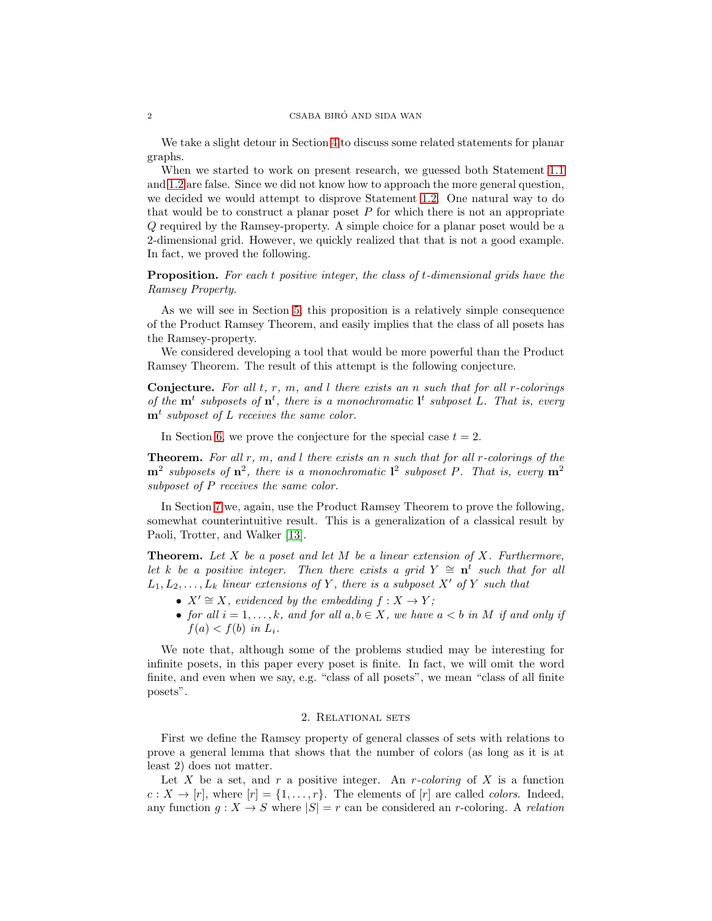We take a slight detour in Section 4 to discuss some related statements for planar graphs.

When we started to work on present research, we guessed both Statement 1.1 and 1.2 are false. Since we did not know how to approach the more general question, we decided we would attempt to disprove Statement 1.2. One natural way to do that would be to construct a planar poset $P$ for which there is not an appropriate $Q$ required by the Ramsey-property. A simple choice for a planar poset would be a 2-dimensional grid. However, we quickly realized that that is not a good example. In fact, we proved the following.

**Proposition.** *For each $t$ positive integer, the class of $t$-dimensional grids have the Ramsey Property.*

As we will see in Section 5, this proposition is a relatively simple consequence of the Product Ramsey Theorem, and easily implies that the class of all posets has the Ramsey-property.

We considered developing a tool that would be more powerful than the Product Ramsey Theorem. The result of this attempt is the following conjecture.

**Conjecture.** *For all $t$, $r$, $m$, and $l$ there exists an $n$ such that for all $r$-colorings of the $\mathbf{m}^t$ subposets of $\mathbf{n}^t$, there is a monochromatic $\mathbf{l}^t$ subposet $L$. That is, every $\mathbf{m}^t$ subposet of $L$ receives the same color.*

In Section 6, we prove the conjecture for the special case $t = 2$.

**Theorem.** *For all $r$, $m$, and $l$ there exists an $n$ such that for all $r$-colorings of the $\mathbf{m}^2$ subposets of $\mathbf{n}^2$, there is a monochromatic $\mathbf{l}^2$ subposet $P$. That is, every $\mathbf{m}^2$ subposet of $P$ receives the same color.*

In Section 7 we, again, use the Product Ramsey Theorem to prove the following, somewhat counterintuitive result. This is a generalization of a classical result by Paoli, Trotter, and Walker [13].

**Theorem.** *Let $X$ be a poset and let $M$ be a linear extension of $X$. Furthermore, let $k$ be a positive integer. Then there exists a grid $Y \cong \mathbf{n}^t$ such that for all $L_1, L_2, \ldots, L_k$ linear extensions of $Y$, there is a subposet $X'$ of $Y$ such that*

- *$X' \cong X$, evidenced by the embedding $f : X \to Y$;*
- *for all $i = 1, \ldots, k$, and for all $a, b \in X$, we have $a < b$ in $M$ if and only if $f(a) < f(b)$ in $L_i$.*

We note that, although some of the problems studied may be interesting for infinite posets, in this paper every poset is finite. In fact, we will omit the word finite, and even when we say, e.g. "class of all posets", we mean "class of all finite posets".

## 2. Relational sets

First we define the Ramsey property of general classes of sets with relations to prove a general lemma that shows that the number of colors (as long as it is at least 2) does not matter.

Let $X$ be a set, and $r$ a positive integer. An *$r$-coloring* of $X$ is a function $c : X \to [r]$, where $[r] = \{1, \ldots, r\}$. The elements of $[r]$ are called *colors*. Indeed, any function $g : X \to S$ where $|S| = r$ can be considered an $r$-coloring. A *relation*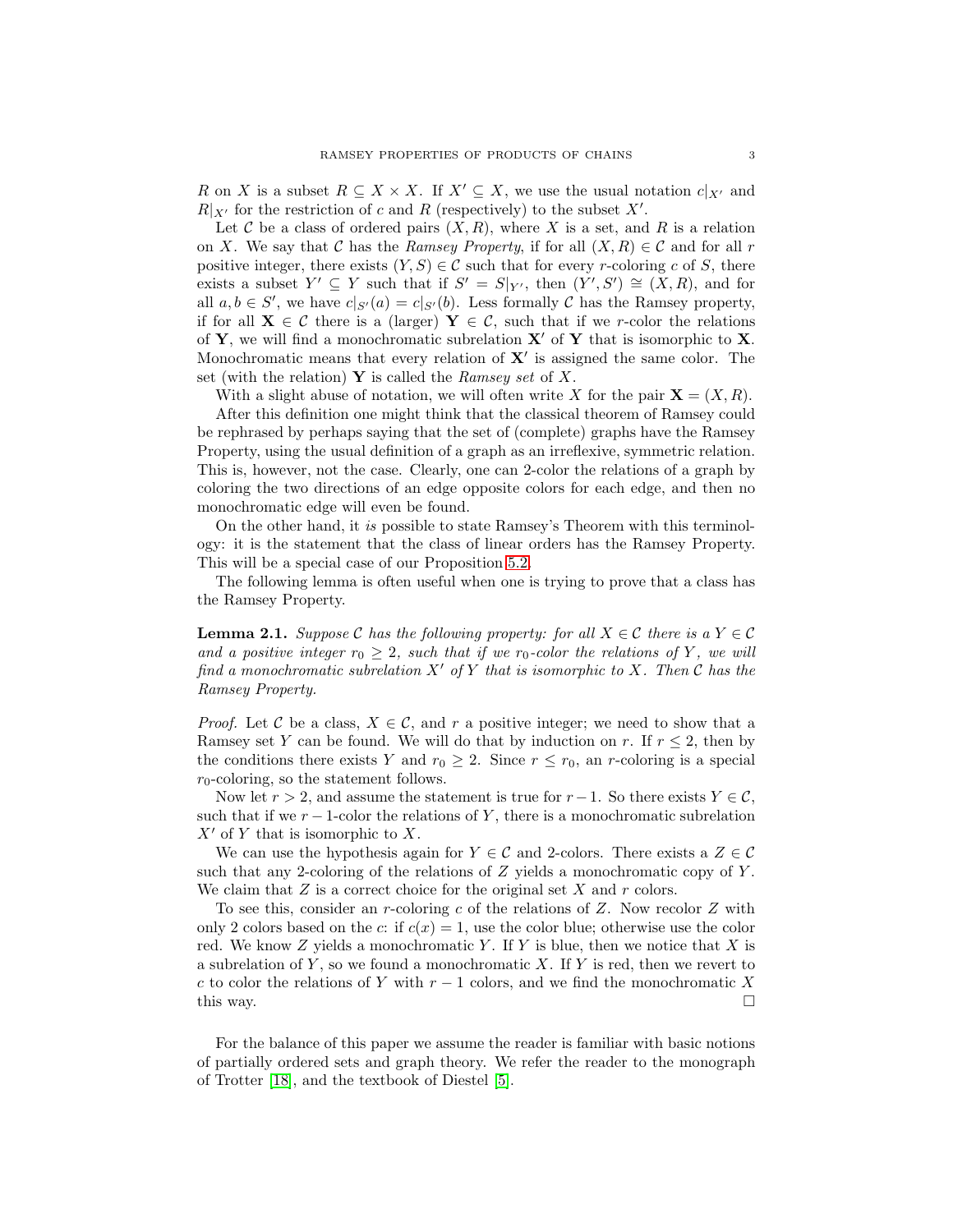$R$ on $X$ is a subset $R \subseteq X \times X$. If $X' \subseteq X$, we use the usual notation $c|_{X'}$ and $R|_{X'}$ for the restriction of $c$ and $R$ (respectively) to the subset $X'$.

Let $\mathcal{C}$ be a class of ordered pairs $(X, R)$, where $X$ is a set, and $R$ is a relation on $X$. We say that $\mathcal{C}$ has the *Ramsey Property*, if for all $(X, R) \in \mathcal{C}$ and for all $r$ positive integer, there exists $(Y, S) \in \mathcal{C}$ such that for every $r$-coloring $c$ of $S$, there exists a subset $Y' \subseteq Y$ such that if $S' = S|_{Y'}$, then $(Y', S') \cong (X, R)$, and for all $a, b \in S'$, we have $c|_{S'}(a) = c|_{S'}(b)$. Less formally $\mathcal{C}$ has the Ramsey property, if for all $\mathbf{X} \in \mathcal{C}$ there is a (larger) $\mathbf{Y} \in \mathcal{C}$, such that if we $r$-color the relations of $\mathbf{Y}$, we will find a monochromatic subrelation $\mathbf{X}'$ of $\mathbf{Y}$ that is isomorphic to $\mathbf{X}$. Monochromatic means that every relation of $\mathbf{X}'$ is assigned the same color. The set (with the relation) $\mathbf{Y}$ is called the *Ramsey set* of $X$.

With a slight abuse of notation, we will often write $X$ for the pair $\mathbf{X} = (X, R)$.

After this definition one might think that the classical theorem of Ramsey could be rephrased by perhaps saying that the set of (complete) graphs have the Ramsey Property, using the usual definition of a graph as an irreflexive, symmetric relation. This is, however, not the case. Clearly, one can 2-color the relations of a graph by coloring the two directions of an edge opposite colors for each edge, and then no monochromatic edge will even be found.

On the other hand, it *is* possible to state Ramsey's Theorem with this terminology: it is the statement that the class of linear orders has the Ramsey Property. This will be a special case of our Proposition 5.2.

The following lemma is often useful when one is trying to prove that a class has the Ramsey Property.

**Lemma 2.1.** *Suppose $\mathcal{C}$ has the following property: for all $X \in \mathcal{C}$ there is a $Y \in \mathcal{C}$ and a positive integer $r_0 \geq 2$, such that if we $r_0$-color the relations of $Y$, we will find a monochromatic subrelation $X'$ of $Y$ that is isomorphic to $X$. Then $\mathcal{C}$ has the Ramsey Property.*

*Proof.* Let $\mathcal{C}$ be a class, $X \in \mathcal{C}$, and $r$ a positive integer; we need to show that a Ramsey set $Y$ can be found. We will do that by induction on $r$. If $r \leq 2$, then by the conditions there exists $Y$ and $r_0 \geq 2$. Since $r \leq r_0$, an $r$-coloring is a special $r_0$-coloring, so the statement follows.

Now let $r > 2$, and assume the statement is true for $r-1$. So there exists $Y \in \mathcal{C}$, such that if we $r-1$-color the relations of $Y$, there is a monochromatic subrelation $X'$ of $Y$ that is isomorphic to $X$.

We can use the hypothesis again for $Y \in \mathcal{C}$ and 2-colors. There exists a $Z \in \mathcal{C}$ such that any 2-coloring of the relations of $Z$ yields a monochromatic copy of $Y$. We claim that $Z$ is a correct choice for the original set $X$ and $r$ colors.

To see this, consider an $r$-coloring $c$ of the relations of $Z$. Now recolor $Z$ with only 2 colors based on the $c$: if $c(x) = 1$, use the color blue; otherwise use the color red. We know $Z$ yields a monochromatic $Y$. If $Y$ is blue, then we notice that $X$ is a subrelation of $Y$, so we found a monochromatic $X$. If $Y$ is red, then we revert to $c$ to color the relations of $Y$ with $r-1$ colors, and we find the monochromatic $X$ this way. $\square$

For the balance of this paper we assume the reader is familiar with basic notions of partially ordered sets and graph theory. We refer the reader to the monograph of Trotter [18], and the textbook of Diestel [5].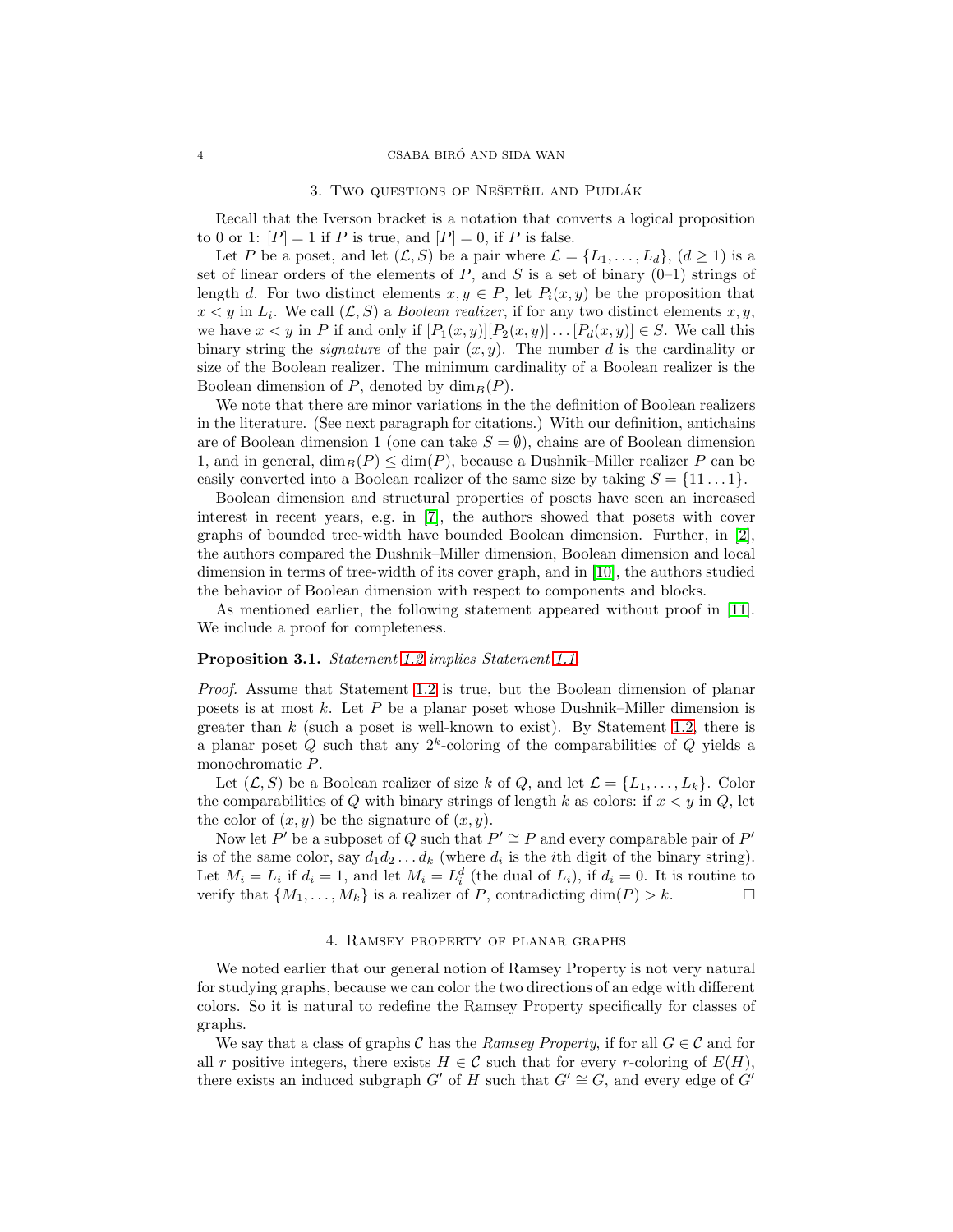## 3. Two questions of Nešetřil and Pudlák

Recall that the Iverson bracket is a notation that converts a logical proposition to 0 or 1: $[P] = 1$ if $P$ is true, and $[P] = 0$, if $P$ is false.

Let $P$ be a poset, and let $(\mathcal{L}, S)$ be a pair where $\mathcal{L} = \{L_1, \ldots, L_d\}$, $(d \geq 1)$ is a set of linear orders of the elements of $P$, and $S$ is a set of binary (0–1) strings of length $d$. For two distinct elements $x, y \in P$, let $P_i(x, y)$ be the proposition that $x < y$ in $L_i$. We call $(\mathcal{L}, S)$ a *Boolean realizer*, if for any two distinct elements $x, y$, we have $x < y$ in $P$ if and only if $[P_1(x, y)][P_2(x, y)] \ldots [P_d(x, y)] \in S$. We call this binary string the *signature* of the pair $(x, y)$. The number $d$ is the cardinality or size of the Boolean realizer. The minimum cardinality of a Boolean realizer is the Boolean dimension of $P$, denoted by $\dim_B(P)$.

We note that there are minor variations in the the definition of Boolean realizers in the literature. (See next paragraph for citations.) With our definition, antichains are of Boolean dimension 1 (one can take $S = \emptyset$), chains are of Boolean dimension 1, and in general, $\dim_B(P) \leq \dim(P)$, because a Dushnik–Miller realizer $P$ can be easily converted into a Boolean realizer of the same size by taking $S = \{11 \ldots 1\}$.

Boolean dimension and structural properties of posets have seen an increased interest in recent years, e.g. in [7], the authors showed that posets with cover graphs of bounded tree-width have bounded Boolean dimension. Further, in [2], the authors compared the Dushnik–Miller dimension, Boolean dimension and local dimension in terms of tree-width of its cover graph, and in [10], the authors studied the behavior of Boolean dimension with respect to components and blocks.

As mentioned earlier, the following statement appeared without proof in [11]. We include a proof for completeness.

**Proposition 3.1.** *Statement 1.2 implies Statement 1.1.*

*Proof.* Assume that Statement 1.2 is true, but the Boolean dimension of planar posets is at most $k$. Let $P$ be a planar poset whose Dushnik–Miller dimension is greater than $k$ (such a poset is well-known to exist). By Statement 1.2, there is a planar poset $Q$ such that any $2^k$-coloring of the comparabilities of $Q$ yields a monochromatic $P$.

Let $(\mathcal{L}, S)$ be a Boolean realizer of size $k$ of $Q$, and let $\mathcal{L} = \{L_1, \ldots, L_k\}$. Color the comparabilities of $Q$ with binary strings of length $k$ as colors: if $x < y$ in $Q$, let the color of $(x, y)$ be the signature of $(x, y)$.

Now let $P'$ be a subposet of $Q$ such that $P' \cong P$ and every comparable pair of $P'$ is of the same color, say $d_1 d_2 \ldots d_k$ (where $d_i$ is the $i$th digit of the binary string). Let $M_i = L_i$ if $d_i = 1$, and let $M_i = L_i^d$ (the dual of $L_i$), if $d_i = 0$. It is routine to verify that $\{M_1, \ldots, M_k\}$ is a realizer of $P$, contradicting $\dim(P) > k$. □

## 4. Ramsey property of planar graphs

We noted earlier that our general notion of Ramsey Property is not very natural for studying graphs, because we can color the two directions of an edge with different colors. So it is natural to redefine the Ramsey Property specifically for classes of graphs.

We say that a class of graphs $\mathcal{C}$ has the *Ramsey Property*, if for all $G \in \mathcal{C}$ and for all $r$ positive integers, there exists $H \in \mathcal{C}$ such that for every $r$-coloring of $E(H)$, there exists an induced subgraph $G'$ of $H$ such that $G' \cong G$, and every edge of $G'$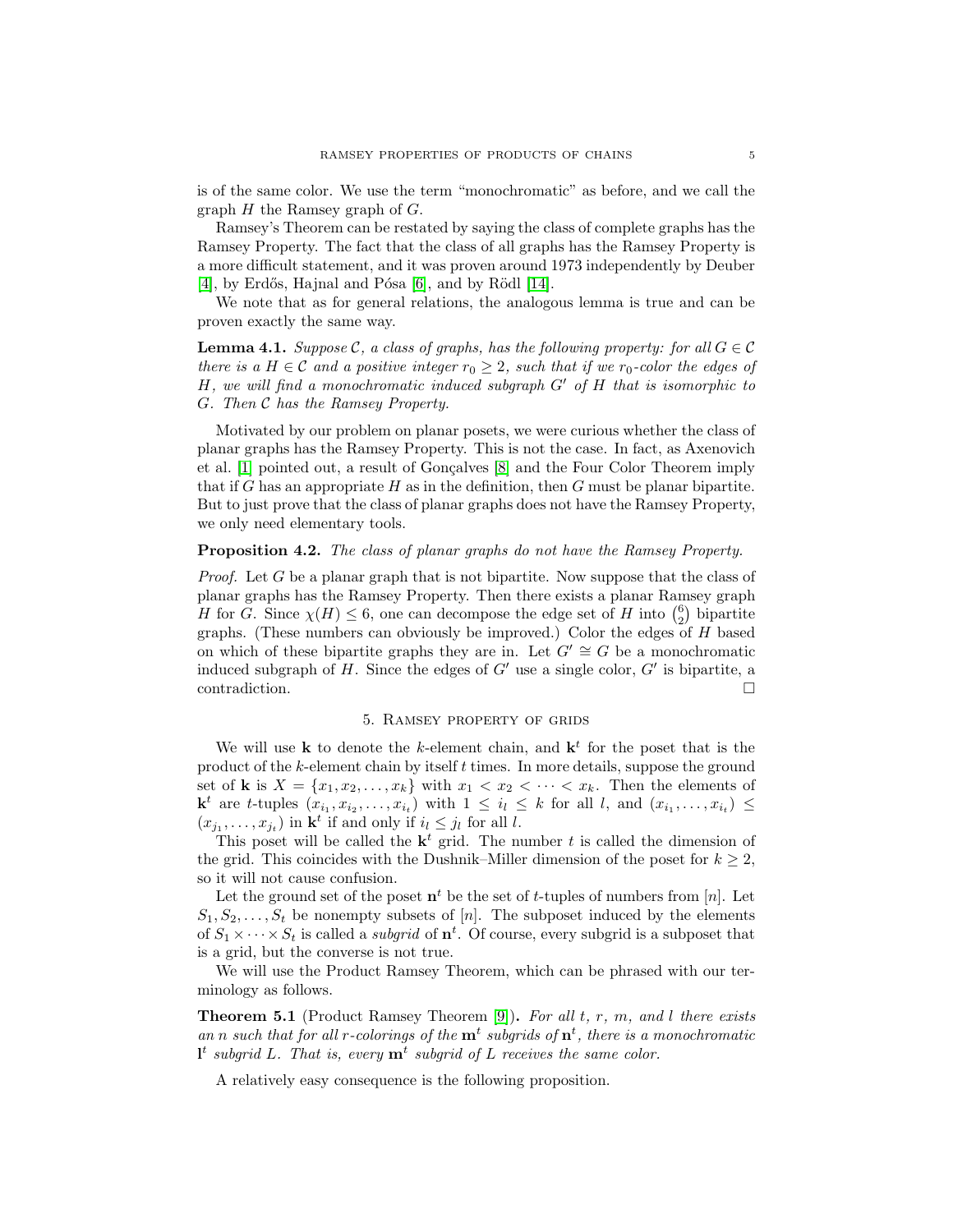is of the same color. We use the term "monochromatic" as before, and we call the graph $H$ the Ramsey graph of $G$.

Ramsey's Theorem can be restated by saying the class of complete graphs has the Ramsey Property. The fact that the class of all graphs has the Ramsey Property is a more difficult statement, and it was proven around 1973 independently by Deuber [4], by Erdős, Hajnal and Pósa [6], and by Rödl [14].

We note that as for general relations, the analogous lemma is true and can be proven exactly the same way.

**Lemma 4.1.** *Suppose $\mathcal{C}$, a class of graphs, has the following property: for all $G \in \mathcal{C}$ there is a $H \in \mathcal{C}$ and a positive integer $r_0 \geq 2$, such that if we $r_0$-color the edges of $H$, we will find a monochromatic induced subgraph $G'$ of $H$ that is isomorphic to $G$. Then $\mathcal{C}$ has the Ramsey Property.*

Motivated by our problem on planar posets, we were curious whether the class of planar graphs has the Ramsey Property. This is not the case. In fact, as Axenovich et al. [1] pointed out, a result of Gonçalves [8] and the Four Color Theorem imply that if $G$ has an appropriate $H$ as in the definition, then $G$ must be planar bipartite. But to just prove that the class of planar graphs does not have the Ramsey Property, we only need elementary tools.

**Proposition 4.2.** *The class of planar graphs do not have the Ramsey Property.*

*Proof.* Let $G$ be a planar graph that is not bipartite. Now suppose that the class of planar graphs has the Ramsey Property. Then there exists a planar Ramsey graph $H$ for $G$. Since $\chi(H) \leq 6$, one can decompose the edge set of $H$ into $\binom{6}{2}$ bipartite graphs. (These numbers can obviously be improved.) Color the edges of $H$ based on which of these bipartite graphs they are in. Let $G' \cong G$ be a monochromatic induced subgraph of $H$. Since the edges of $G'$ use a single color, $G'$ is bipartite, a contradiction. $\square$

## 5. Ramsey property of grids

We will use $\mathbf{k}$ to denote the $k$-element chain, and $\mathbf{k}^t$ for the poset that is the product of the $k$-element chain by itself $t$ times. In more details, suppose the ground set of $\mathbf{k}$ is $X = \{x_1, x_2, \ldots, x_k\}$ with $x_1 < x_2 < \cdots < x_k$. Then the elements of $\mathbf{k}^t$ are $t$-tuples $(x_{i_1}, x_{i_2}, \ldots, x_{i_t})$ with $1 \leq i_l \leq k$ for all $l$, and $(x_{i_1}, \ldots, x_{i_t}) \leq (x_{j_1}, \ldots, x_{j_t})$ in $\mathbf{k}^t$ if and only if $i_l \leq j_l$ for all $l$.

This poset will be called the $\mathbf{k}^t$ grid. The number $t$ is called the dimension of the grid. This coincides with the Dushnik–Miller dimension of the poset for $k \geq 2$, so it will not cause confusion.

Let the ground set of the poset $\mathbf{n}^t$ be the set of $t$-tuples of numbers from $[n]$. Let $S_1, S_2, \ldots, S_t$ be nonempty subsets of $[n]$. The subposet induced by the elements of $S_1 \times \cdots \times S_t$ is called a *subgrid* of $\mathbf{n}^t$. Of course, every subgrid is a subposet that is a grid, but the converse is not true.

We will use the Product Ramsey Theorem, which can be phrased with our terminology as follows.

**Theorem 5.1** (Product Ramsey Theorem [9])**.** *For all $t$, $r$, $m$, and $l$ there exists an $n$ such that for all $r$-colorings of the $\mathbf{m}^t$ subgrids of $\mathbf{n}^t$, there is a monochromatic $\mathbf{l}^t$ subgrid $L$. That is, every $\mathbf{m}^t$ subgrid of $L$ receives the same color.*

A relatively easy consequence is the following proposition.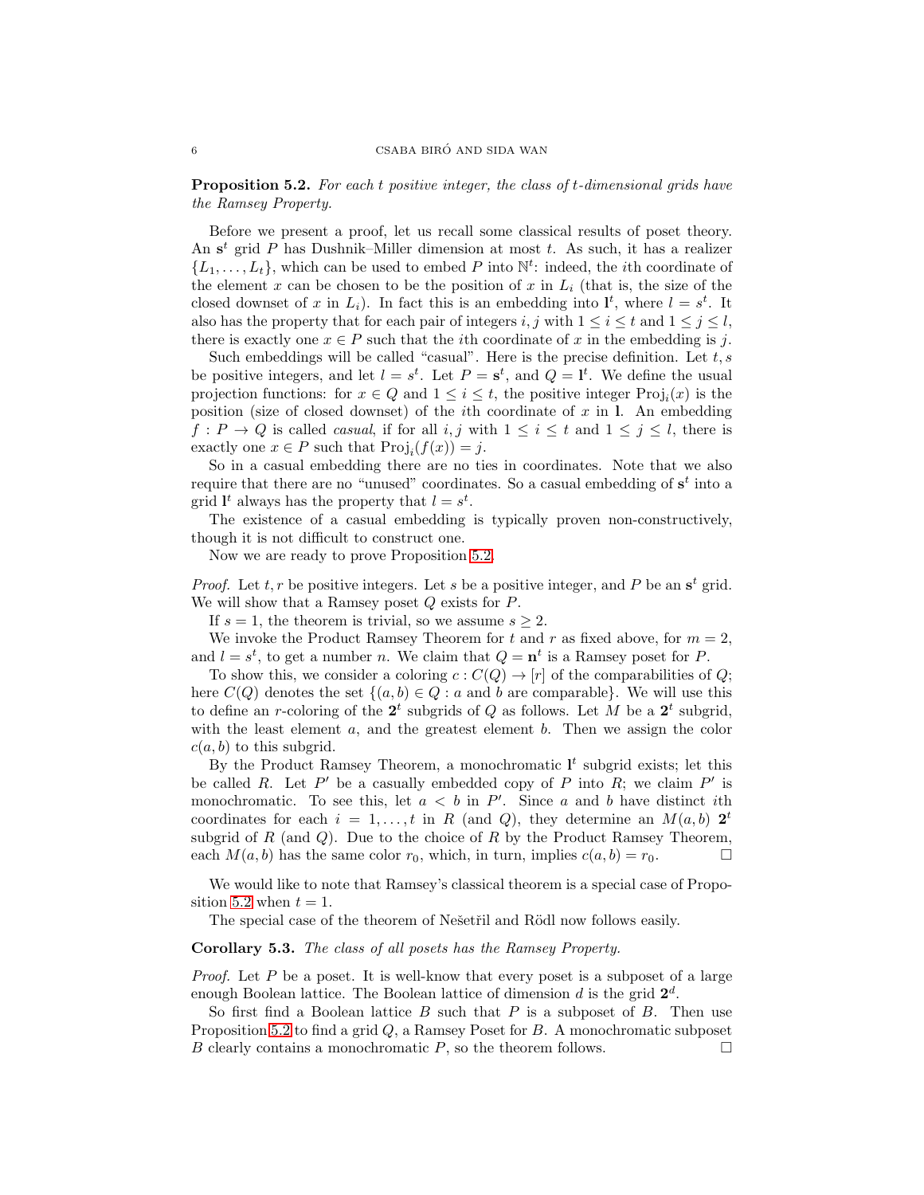**Proposition 5.2.** *For each $t$ positive integer, the class of $t$-dimensional grids have the Ramsey Property.*

Before we present a proof, let us recall some classical results of poset theory. An $\mathbf{s}^t$ grid $P$ has Dushnik–Miller dimension at most $t$. As such, it has a realizer $\{L_1, \ldots, L_t\}$, which can be used to embed $P$ into $\mathbb{N}^t$: indeed, the $i$th coordinate of the element $x$ can be chosen to be the position of $x$ in $L_i$ (that is, the size of the closed downset of $x$ in $L_i$). In fact this is an embedding into $\mathbf{l}^t$, where $l = s^t$. It also has the property that for each pair of integers $i, j$ with $1 \leq i \leq t$ and $1 \leq j \leq l$, there is exactly one $x \in P$ such that the $i$th coordinate of $x$ in the embedding is $j$.

Such embeddings will be called "casual". Here is the precise definition. Let $t, s$ be positive integers, and let $l = s^t$. Let $P = \mathbf{s}^t$, and $Q = \mathbf{l}^t$. We define the usual projection functions: for $x \in Q$ and $1 \leq i \leq t$, the positive integer $\mathrm{Proj}_i(x)$ is the position (size of closed downset) of the $i$th coordinate of $x$ in $\mathbf{l}$. An embedding $f : P \to Q$ is called *casual*, if for all $i, j$ with $1 \leq i \leq t$ and $1 \leq j \leq l$, there is exactly one $x \in P$ such that $\mathrm{Proj}_i(f(x)) = j$.

So in a casual embedding there are no ties in coordinates. Note that we also require that there are no "unused" coordinates. So a casual embedding of $\mathbf{s}^t$ into a grid $\mathbf{l}^t$ always has the property that $l = s^t$.

The existence of a casual embedding is typically proven non-constructively, though it is not difficult to construct one.

Now we are ready to prove Proposition 5.2.

*Proof.* Let $t, r$ be positive integers. Let $s$ be a positive integer, and $P$ be an $\mathbf{s}^t$ grid. We will show that a Ramsey poset $Q$ exists for $P$.

If $s = 1$, the theorem is trivial, so we assume $s \geq 2$.

We invoke the Product Ramsey Theorem for $t$ and $r$ as fixed above, for $m = 2$, and $l = s^t$, to get a number $n$. We claim that $Q = \mathbf{n}^t$ is a Ramsey poset for $P$.

To show this, we consider a coloring $c : C(Q) \to [r]$ of the comparabilities of $Q$; here $C(Q)$ denotes the set $\{(a, b) \in Q : a \text{ and } b \text{ are comparable}\}$. We will use this to define an $r$-coloring of the $\mathbf{2}^t$ subgrids of $Q$ as follows. Let $M$ be a $\mathbf{2}^t$ subgrid, with the least element $a$, and the greatest element $b$. Then we assign the color $c(a, b)$ to this subgrid.

By the Product Ramsey Theorem, a monochromatic $\mathbf{l}^t$ subgrid exists; let this be called $R$. Let $P'$ be a casually embedded copy of $P$ into $R$; we claim $P'$ is monochromatic. To see this, let $a < b$ in $P'$. Since $a$ and $b$ have distinct $i$th coordinates for each $i = 1, \ldots, t$ in $R$ (and $Q$), they determine an $M(a, b)$ $\mathbf{2}^t$ subgrid of $R$ (and $Q$). Due to the choice of $R$ by the Product Ramsey Theorem, each $M(a, b)$ has the same color $r_0$, which, in turn, implies $c(a, b) = r_0$. $\square$

We would like to note that Ramsey's classical theorem is a special case of Proposition 5.2 when $t = 1$.

The special case of the theorem of Nešetřil and Rödl now follows easily.

**Corollary 5.3.** *The class of all posets has the Ramsey Property.*

*Proof.* Let $P$ be a poset. It is well-know that every poset is a subposet of a large enough Boolean lattice. The Boolean lattice of dimension $d$ is the grid $\mathbf{2}^d$.

So first find a Boolean lattice $B$ such that $P$ is a subposet of $B$. Then use Proposition 5.2 to find a grid $Q$, a Ramsey Poset for $B$. A monochromatic subposet $B$ clearly contains a monochromatic $P$, so the theorem follows. $\square$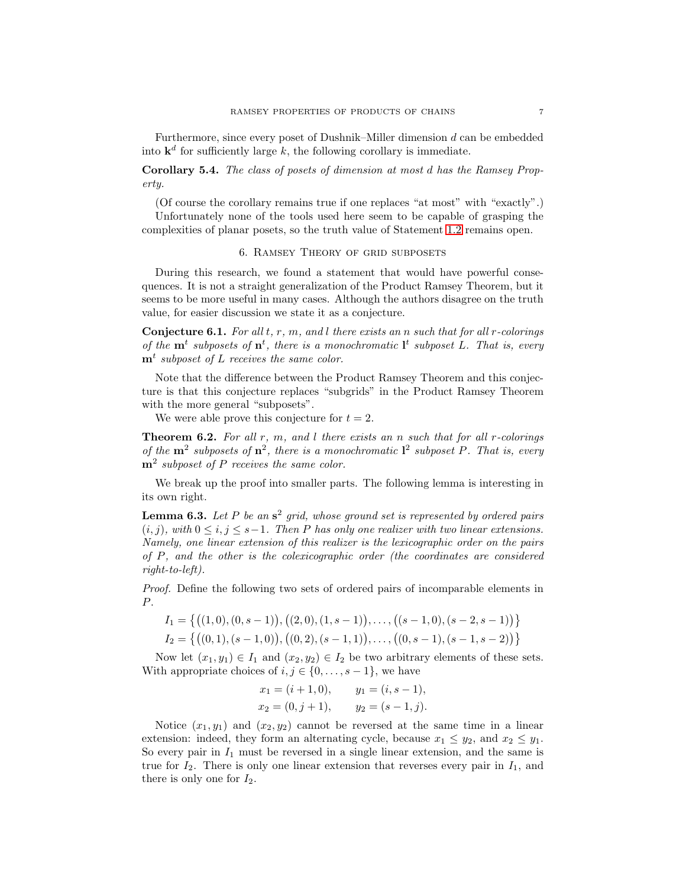Furthermore, since every poset of Dushnik–Miller dimension $d$ can be embedded into $\mathbf{k}^d$ for sufficiently large $k$, the following corollary is immediate.

**Corollary 5.4.** *The class of posets of dimension at most $d$ has the Ramsey Property.*

(Of course the corollary remains true if one replaces "at most" with "exactly".)

Unfortunately none of the tools used here seem to be capable of grasping the complexities of planar posets, so the truth value of Statement 1.2 remains open.

## 6. Ramsey Theory of grid subposets

During this research, we found a statement that would have powerful consequences. It is not a straight generalization of the Product Ramsey Theorem, but it seems to be more useful in many cases. Although the authors disagree on the truth value, for easier discussion we state it as a conjecture.

**Conjecture 6.1.** *For all $t$, $r$, $m$, and $l$ there exists an $n$ such that for all $r$-colorings of the $\mathbf{m}^t$ subposets of $\mathbf{n}^t$, there is a monochromatic $\mathbf{l}^t$ subposet $L$. That is, every $\mathbf{m}^t$ subposet of $L$ receives the same color.*

Note that the difference between the Product Ramsey Theorem and this conjecture is that this conjecture replaces "subgrids" in the Product Ramsey Theorem with the more general "subposets".

We were able prove this conjecture for $t = 2$.

**Theorem 6.2.** *For all $r$, $m$, and $l$ there exists an $n$ such that for all $r$-colorings of the $\mathbf{m}^2$ subposets of $\mathbf{n}^2$, there is a monochromatic $\mathbf{l}^2$ subposet $P$. That is, every $\mathbf{m}^2$ subposet of $P$ receives the same color.*

We break up the proof into smaller parts. The following lemma is interesting in its own right.

**Lemma 6.3.** *Let $P$ be an $\mathbf{s}^2$ grid, whose ground set is represented by ordered pairs $(i, j)$, with $0 \le i, j \le s-1$. Then $P$ has only one realizer with two linear extensions. Namely, one linear extension of this realizer is the lexicographic order on the pairs of $P$, and the other is the colexicographic order (the coordinates are considered right-to-left).*

*Proof.* Define the following two sets of ordered pairs of incomparable elements in $P$.

$$I_1 = \big\{\big((1,0),(0,s-1)\big),\big((2,0),(1,s-1)\big),\dots,\big((s-1,0),(s-2,s-1)\big)\big\}$$
$$I_2 = \big\{\big((0,1),(s-1,0)\big),\big((0,2),(s-1,1)\big),\dots,\big((0,s-1),(s-1,s-2)\big)\big\}$$

Now let $(x_1, y_1) \in I_1$ and $(x_2, y_2) \in I_2$ be two arbitrary elements of these sets. With appropriate choices of $i, j \in \{0, \dots, s-1\}$, we have

$$x_1 = (i+1, 0), \qquad y_1 = (i, s-1),$$
$$x_2 = (0, j+1), \qquad y_2 = (s-1, j).$$

Notice $(x_1, y_1)$ and $(x_2, y_2)$ cannot be reversed at the same time in a linear extension: indeed, they form an alternating cycle, because $x_1 \le y_2$, and $x_2 \le y_1$. So every pair in $I_1$ must be reversed in a single linear extension, and the same is true for $I_2$. There is only one linear extension that reverses every pair in $I_1$, and there is only one for $I_2$.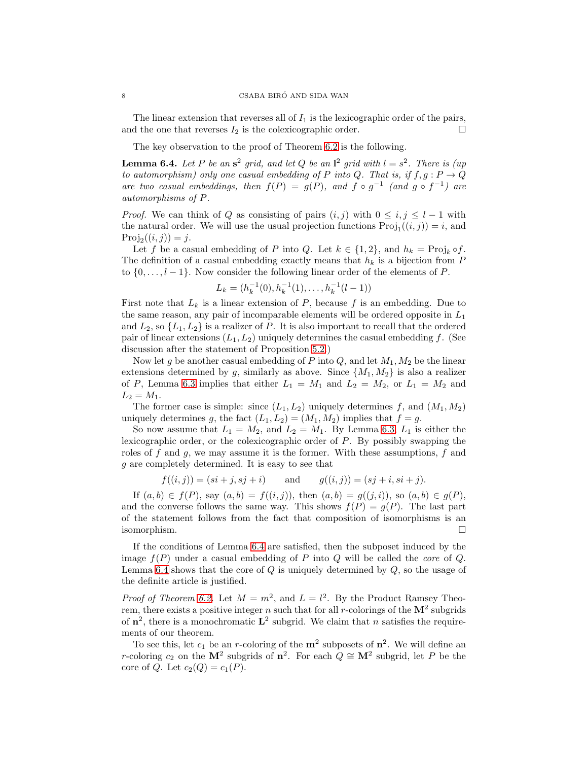The linear extension that reverses all of $I_1$ is the lexicographic order of the pairs, and the one that reverses $I_2$ is the colexicographic order. □

The key observation to the proof of Theorem 6.2 is the following.

**Lemma 6.4.** *Let $P$ be an $\mathbf{s}^2$ grid, and let $Q$ be an $\mathbf{l}^2$ grid with $l = s^2$. There is (up to automorphism) only one casual embedding of $P$ into $Q$. That is, if $f, g : P \to Q$ are two casual embeddings, then $f(P) = g(P)$, and $f \circ g^{-1}$ (and $g \circ f^{-1}$) are automorphisms of $P$.*

*Proof.* We can think of $Q$ as consisting of pairs $(i, j)$ with $0 \le i, j \le l-1$ with the natural order. We will use the usual projection functions $\mathrm{Proj}_1((i,j)) = i$, and $\mathrm{Proj}_2((i,j)) = j$.

Let $f$ be a casual embedding of $P$ into $Q$. Let $k \in \{1, 2\}$, and $h_k = \mathrm{Proj}_k \circ f$. The definition of a casual embedding exactly means that $h_k$ is a bijection from $P$ to $\{0, \dots, l-1\}$. Now consider the following linear order of the elements of $P$.

$$L_k = (h_k^{-1}(0), h_k^{-1}(1), \dots, h_k^{-1}(l-1))$$

First note that $L_k$ is a linear extension of $P$, because $f$ is an embedding. Due to the same reason, any pair of incomparable elements will be ordered opposite in $L_1$ and $L_2$, so $\{L_1, L_2\}$ is a realizer of $P$. It is also important to recall that the ordered pair of linear extensions $(L_1, L_2)$ uniquely determines the casual embedding $f$. (See discussion after the statement of Proposition 5.2.)

Now let $g$ be another casual embedding of $P$ into $Q$, and let $M_1, M_2$ be the linear extensions determined by $g$, similarly as above. Since $\{M_1, M_2\}$ is also a realizer of $P$, Lemma 6.3 implies that either $L_1 = M_1$ and $L_2 = M_2$, or $L_1 = M_2$ and $L_2 = M_1$.

The former case is simple: since $(L_1, L_2)$ uniquely determines $f$, and $(M_1, M_2)$ uniquely determines $g$, the fact $(L_1, L_2) = (M_1, M_2)$ implies that $f = g$.

So now assume that $L_1 = M_2$, and $L_2 = M_1$. By Lemma 6.3, $L_1$ is either the lexicographic order, or the colexicographic order of $P$. By possibly swapping the roles of $f$ and $g$, we may assume it is the former. With these assumptions, $f$ and $g$ are completely determined. It is easy to see that

$$f((i,j)) = (si + j, sj + i) \qquad \text{and} \qquad g((i,j)) = (sj + i, si + j).$$

If $(a, b) \in f(P)$, say $(a, b) = f((i, j))$, then $(a, b) = g((j, i))$, so $(a, b) \in g(P)$, and the converse follows the same way. This shows $f(P) = g(P)$. The last part of the statement follows from the fact that composition of isomorphisms is an isomorphism. □

If the conditions of Lemma 6.4 are satisfied, then the subposet induced by the image $f(P)$ under a casual embedding of $P$ into $Q$ will be called the *core* of $Q$. Lemma 6.4 shows that the core of $Q$ is uniquely determined by $Q$, so the usage of the definite article is justified.

*Proof of Theorem 6.2.* Let $M = m^2$, and $L = l^2$. By the Product Ramsey Theorem, there exists a positive integer $n$ such that for all $r$-colorings of the $\mathbf{M}^2$ subgrids of $\mathbf{n}^2$, there is a monochromatic $\mathbf{L}^2$ subgrid. We claim that $n$ satisfies the requirements of our theorem.

To see this, let $c_1$ be an $r$-coloring of the $\mathbf{m}^2$ subposets of $\mathbf{n}^2$. We will define an $r$-coloring $c_2$ on the $\mathbf{M}^2$ subgrids of $\mathbf{n}^2$. For each $Q \cong \mathbf{M}^2$ subgrid, let $P$ be the core of $Q$. Let $c_2(Q) = c_1(P)$.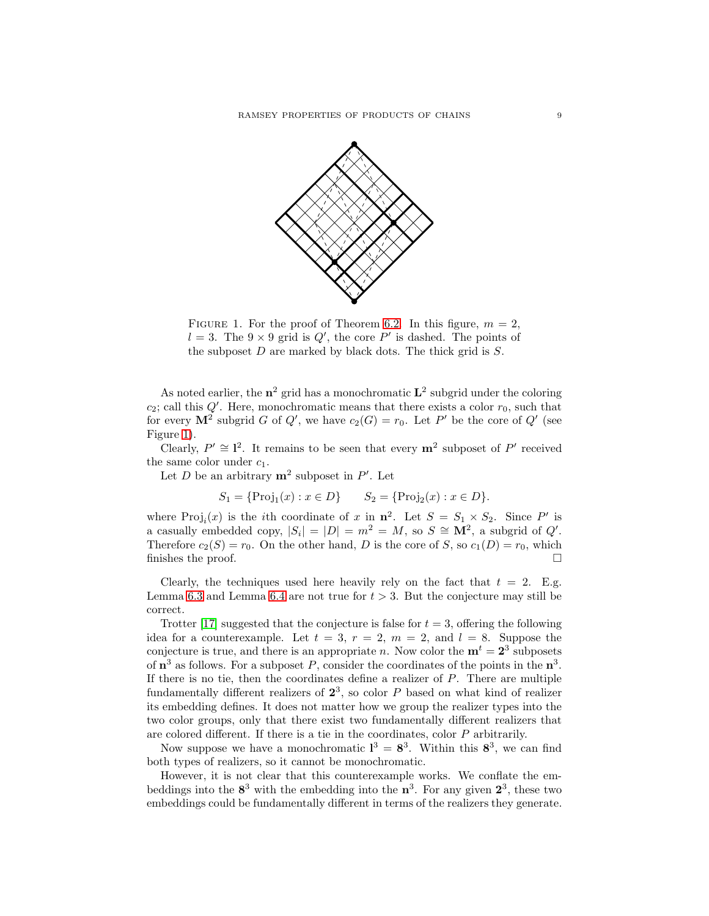FIGURE 1. For the proof of Theorem 6.2. In this figure, $m = 2$, $l = 3$. The $9 \times 9$ grid is $Q'$, the core $P'$ is dashed. The points of the subposet $D$ are marked by black dots. The thick grid is $S$.

As noted earlier, the $\mathbf{n}^2$ grid has a monochromatic $\mathbf{L}^2$ subgrid under the coloring $c_2$; call this $Q'$. Here, monochromatic means that there exists a color $r_0$, such that for every $\mathbf{M}^2$ subgrid $G$ of $Q'$, we have $c_2(G) = r_0$. Let $P'$ be the core of $Q'$ (see Figure 1).

Clearly, $P' \cong \mathbf{l}^2$. It remains to be seen that every $\mathbf{m}^2$ subposet of $P'$ received the same color under $c_1$.

Let $D$ be an arbitrary $\mathbf{m}^2$ subposet in $P'$. Let

$$S_1 = \{\mathrm{Proj}_1(x) : x \in D\} \qquad S_2 = \{\mathrm{Proj}_2(x) : x \in D\}.$$

where $\mathrm{Proj}_i(x)$ is the $i$th coordinate of $x$ in $\mathbf{n}^2$. Let $S = S_1 \times S_2$. Since $P'$ is a casually embedded copy, $|S_i| = |D| = m^2 = M$, so $S \cong \mathbf{M}^2$, a subgrid of $Q'$. Therefore $c_2(S) = r_0$. On the other hand, $D$ is the core of $S$, so $c_1(D) = r_0$, which finishes the proof. $\square$

Clearly, the techniques used here heavily rely on the fact that $t = 2$. E.g. Lemma 6.3 and Lemma 6.4 are not true for $t > 3$. But the conjecture may still be correct.

Trotter [17] suggested that the conjecture is false for $t = 3$, offering the following idea for a counterexample. Let $t = 3$, $r = 2$, $m = 2$, and $l = 8$. Suppose the conjecture is true, and there is an appropriate $n$. Now color the $\mathbf{m}^t = \mathbf{2}^3$ subposets of $\mathbf{n}^3$ as follows. For a subposet $P$, consider the coordinates of the points in the $\mathbf{n}^3$. If there is no tie, then the coordinates define a realizer of $P$. There are multiple fundamentally different realizers of $\mathbf{2}^3$, so color $P$ based on what kind of realizer its embedding defines. It does not matter how we group the realizer types into the two color groups, only that there exist two fundamentally different realizers that are colored different. If there is a tie in the coordinates, color $P$ arbitrarily.

Now suppose we have a monochromatic $\mathbf{l}^3 = \mathbf{8}^3$. Within this $\mathbf{8}^3$, we can find both types of realizers, so it cannot be monochromatic.

However, it is not clear that this counterexample works. We conflate the embeddings into the $\mathbf{8}^3$ with the embedding into the $\mathbf{n}^3$. For any given $\mathbf{2}^3$, these two embeddings could be fundamentally different in terms of the realizers they generate.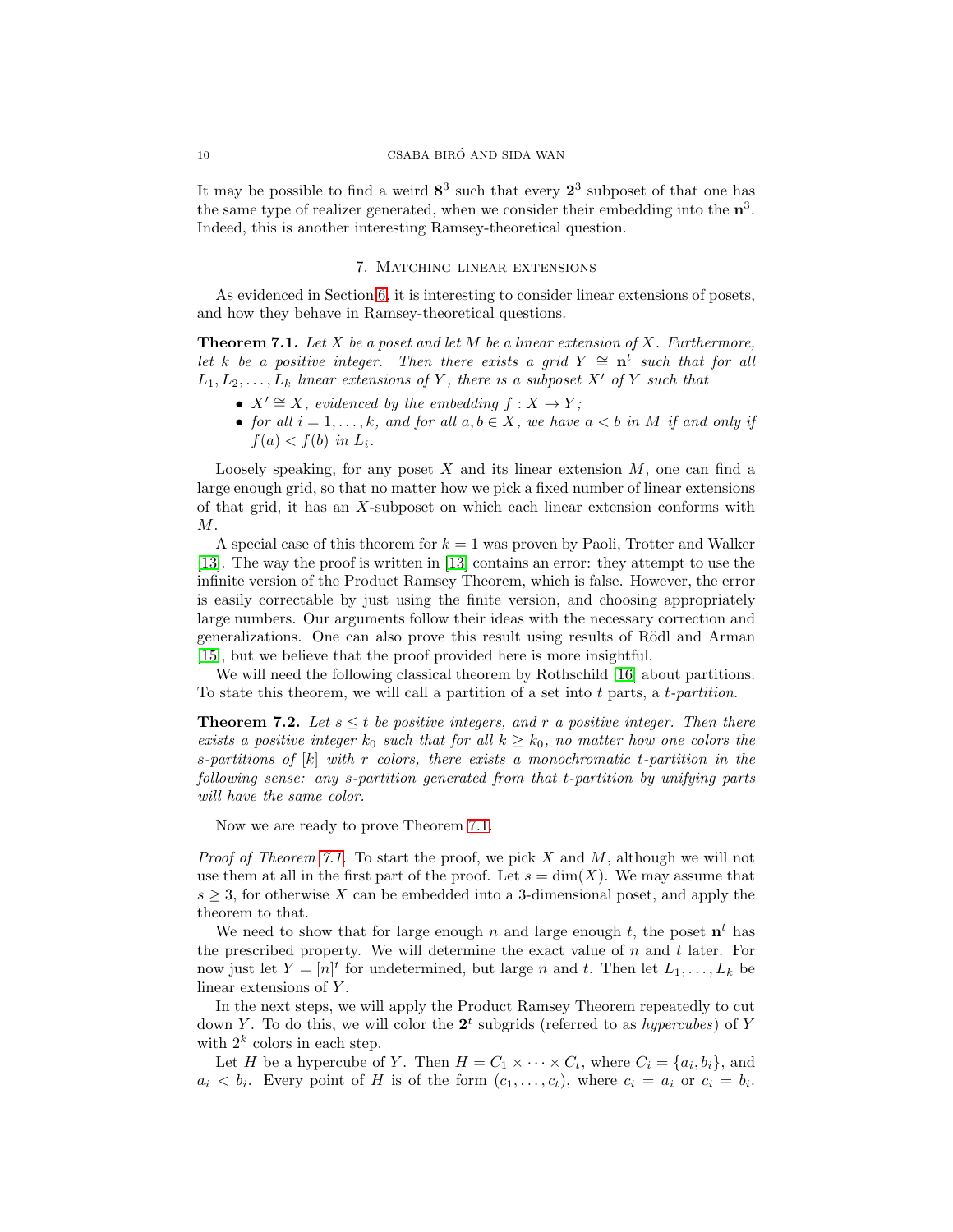It may be possible to find a weird $\mathbf{8}^3$ such that every $\mathbf{2}^3$ subposet of that one has the same type of realizer generated, when we consider their embedding into the $\mathbf{n}^3$. Indeed, this is another interesting Ramsey-theoretical question.

## 7. Matching linear extensions

As evidenced in Section 6, it is interesting to consider linear extensions of posets, and how they behave in Ramsey-theoretical questions.

**Theorem 7.1.** *Let $X$ be a poset and let $M$ be a linear extension of $X$. Furthermore, let $k$ be a positive integer. Then there exists a grid $Y \cong \mathbf{n}^t$ such that for all $L_1, L_2, \ldots, L_k$ linear extensions of $Y$, there is a subposet $X'$ of $Y$ such that*

- *$X' \cong X$, evidenced by the embedding $f : X \to Y$;*
- *for all $i = 1, \ldots, k$, and for all $a, b \in X$, we have $a < b$ in $M$ if and only if $f(a) < f(b)$ in $L_i$.*

Loosely speaking, for any poset $X$ and its linear extension $M$, one can find a large enough grid, so that no matter how we pick a fixed number of linear extensions of that grid, it has an $X$-subposet on which each linear extension conforms with $M$.

A special case of this theorem for $k = 1$ was proven by Paoli, Trotter and Walker [13]. The way the proof is written in [13] contains an error: they attempt to use the infinite version of the Product Ramsey Theorem, which is false. However, the error is easily correctable by just using the finite version, and choosing appropriately large numbers. Our arguments follow their ideas with the necessary correction and generalizations. One can also prove this result using results of Rödl and Arman [15], but we believe that the proof provided here is more insightful.

We will need the following classical theorem by Rothschild [16] about partitions. To state this theorem, we will call a partition of a set into $t$ parts, a *$t$-partition*.

**Theorem 7.2.** *Let $s \leq t$ be positive integers, and $r$ a positive integer. Then there exists a positive integer $k_0$ such that for all $k \geq k_0$, no matter how one colors the $s$-partitions of $[k]$ with $r$ colors, there exists a monochromatic $t$-partition in the following sense: any $s$-partition generated from that $t$-partition by unifying parts will have the same color.*

Now we are ready to prove Theorem 7.1.

*Proof of Theorem 7.1.* To start the proof, we pick $X$ and $M$, although we will not use them at all in the first part of the proof. Let $s = \dim(X)$. We may assume that $s \geq 3$, for otherwise $X$ can be embedded into a 3-dimensional poset, and apply the theorem to that.

We need to show that for large enough $n$ and large enough $t$, the poset $\mathbf{n}^t$ has the prescribed property. We will determine the exact value of $n$ and $t$ later. For now just let $Y = [n]^t$ for undetermined, but large $n$ and $t$. Then let $L_1, \ldots, L_k$ be linear extensions of $Y$.

In the next steps, we will apply the Product Ramsey Theorem repeatedly to cut down $Y$. To do this, we will color the $\mathbf{2}^t$ subgrids (referred to as *hypercubes*) of $Y$ with $2^k$ colors in each step.

Let $H$ be a hypercube of $Y$. Then $H = C_1 \times \cdots \times C_t$, where $C_i = \{a_i, b_i\}$, and $a_i < b_i$. Every point of $H$ is of the form $(c_1, \ldots, c_t)$, where $c_i = a_i$ or $c_i = b_i$.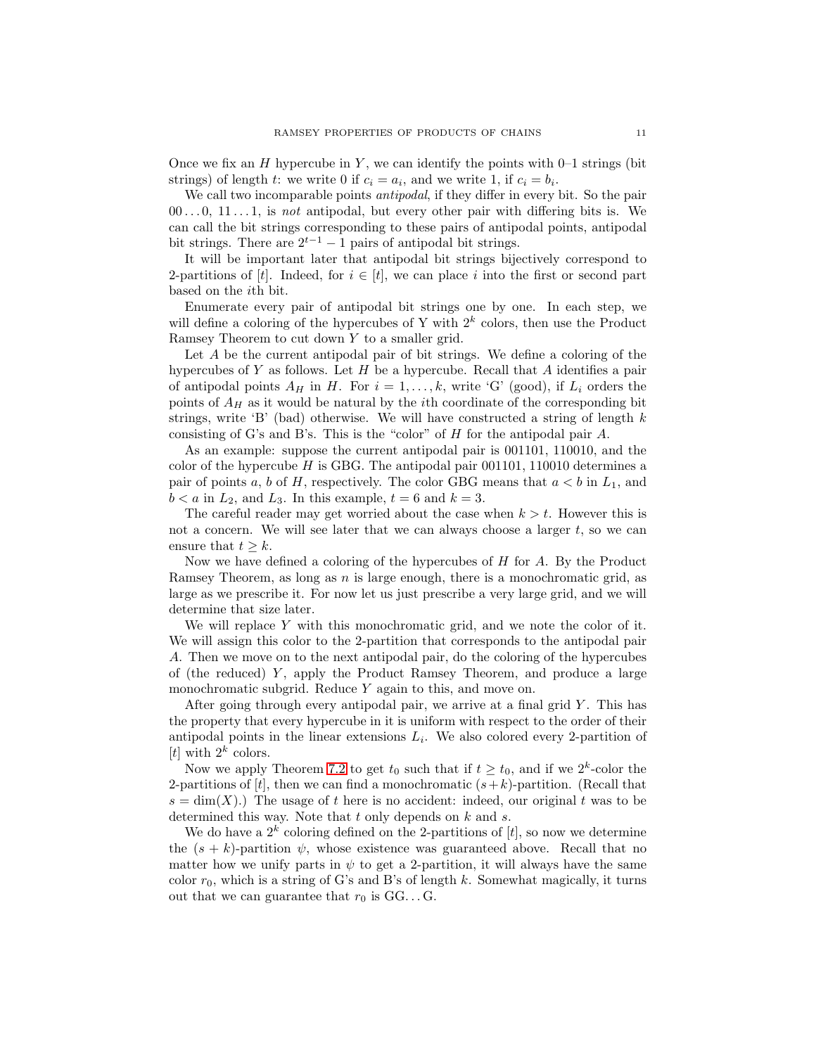Once we fix an $H$ hypercube in $Y$, we can identify the points with 0–1 strings (bit strings) of length $t$: we write 0 if $c_i = a_i$, and we write 1, if $c_i = b_i$.

We call two incomparable points *antipodal*, if they differ in every bit. So the pair $00\dots0$, $11\dots1$, is *not* antipodal, but every other pair with differing bits is. We can call the bit strings corresponding to these pairs of antipodal points, antipodal bit strings. There are $2^{t-1} - 1$ pairs of antipodal bit strings.

It will be important later that antipodal bit strings bijectively correspond to 2-partitions of $[t]$. Indeed, for $i \in [t]$, we can place $i$ into the first or second part based on the $i$th bit.

Enumerate every pair of antipodal bit strings one by one. In each step, we will define a coloring of the hypercubes of Y with $2^k$ colors, then use the Product Ramsey Theorem to cut down $Y$ to a smaller grid.

Let $A$ be the current antipodal pair of bit strings. We define a coloring of the hypercubes of $Y$ as follows. Let $H$ be a hypercube. Recall that $A$ identifies a pair of antipodal points $A_H$ in $H$. For $i = 1, \dots, k$, write 'G' (good), if $L_i$ orders the points of $A_H$ as it would be natural by the $i$th coordinate of the corresponding bit strings, write 'B' (bad) otherwise. We will have constructed a string of length $k$ consisting of G's and B's. This is the "color" of $H$ for the antipodal pair $A$.

As an example: suppose the current antipodal pair is 001101, 110010, and the color of the hypercube $H$ is GBG. The antipodal pair 001101, 110010 determines a pair of points $a$, $b$ of $H$, respectively. The color GBG means that $a < b$ in $L_1$, and $b < a$ in $L_2$, and $L_3$. In this example, $t = 6$ and $k = 3$.

The careful reader may get worried about the case when $k > t$. However this is not a concern. We will see later that we can always choose a larger $t$, so we can ensure that $t \geq k$.

Now we have defined a coloring of the hypercubes of $H$ for $A$. By the Product Ramsey Theorem, as long as $n$ is large enough, there is a monochromatic grid, as large as we prescribe it. For now let us just prescribe a very large grid, and we will determine that size later.

We will replace $Y$ with this monochromatic grid, and we note the color of it. We will assign this color to the 2-partition that corresponds to the antipodal pair $A$. Then we move on to the next antipodal pair, do the coloring of the hypercubes of (the reduced) $Y$, apply the Product Ramsey Theorem, and produce a large monochromatic subgrid. Reduce $Y$ again to this, and move on.

After going through every antipodal pair, we arrive at a final grid $Y$. This has the property that every hypercube in it is uniform with respect to the order of their antipodal points in the linear extensions $L_i$. We also colored every 2-partition of $[t]$ with $2^k$ colors.

Now we apply Theorem 7.2 to get $t_0$ such that if $t \geq t_0$, and if we $2^k$-color the 2-partitions of $[t]$, then we can find a monochromatic $(s+k)$-partition. (Recall that $s = \dim(X)$.) The usage of $t$ here is no accident: indeed, our original $t$ was to be determined this way. Note that $t$ only depends on $k$ and $s$.

We do have a $2^k$ coloring defined on the 2-partitions of $[t]$, so now we determine the $(s+k)$-partition $\psi$, whose existence was guaranteed above. Recall that no matter how we unify parts in $\psi$ to get a 2-partition, it will always have the same color $r_0$, which is a string of G's and B's of length $k$. Somewhat magically, it turns out that we can guarantee that $r_0$ is GG…G.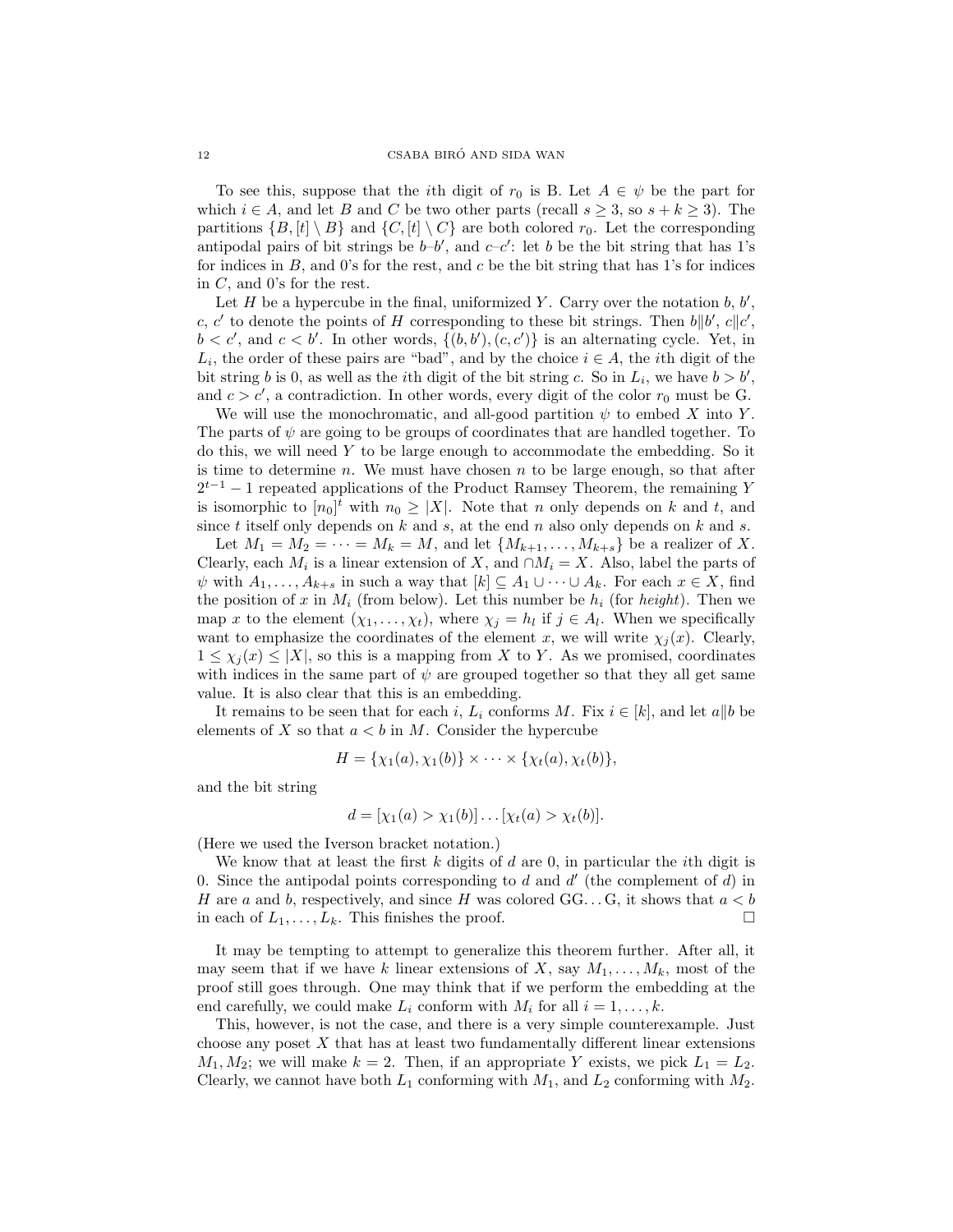To see this, suppose that the $i$th digit of $r_0$ is B. Let $A \in \psi$ be the part for which $i \in A$, and let $B$ and $C$ be two other parts (recall $s \geq 3$, so $s + k \geq 3$). The partitions $\{B, [t] \setminus B\}$ and $\{C, [t] \setminus C\}$ are both colored $r_0$. Let the corresponding antipodal pairs of bit strings be $b$–$b'$, and $c$–$c'$: let $b$ be the bit string that has 1's for indices in $B$, and 0's for the rest, and $c$ be the bit string that has 1's for indices in $C$, and 0's for the rest.

Let $H$ be a hypercube in the final, uniformized $Y$. Carry over the notation $b$, $b'$, $c$, $c'$ to denote the points of $H$ corresponding to these bit strings. Then $b \| b'$, $c \| c'$, $b < c'$, and $c < b'$. In other words, $\{(b, b'), (c, c')\}$ is an alternating cycle. Yet, in $L_i$, the order of these pairs are "bad", and by the choice $i \in A$, the $i$th digit of the bit string $b$ is 0, as well as the $i$th digit of the bit string $c$. So in $L_i$, we have $b > b'$, and $c > c'$, a contradiction. In other words, every digit of the color $r_0$ must be G.

We will use the monochromatic, and all-good partition $\psi$ to embed $X$ into $Y$. The parts of $\psi$ are going to be groups of coordinates that are handled together. To do this, we will need $Y$ to be large enough to accommodate the embedding. So it is time to determine $n$. We must have chosen $n$ to be large enough, so that after $2^{t-1} - 1$ repeated applications of the Product Ramsey Theorem, the remaining $Y$ is isomorphic to $[n_0]^t$ with $n_0 \geq |X|$. Note that $n$ only depends on $k$ and $t$, and since $t$ itself only depends on $k$ and $s$, at the end $n$ also only depends on $k$ and $s$.

Let $M_1 = M_2 = \cdots = M_k = M$, and let $\{M_{k+1}, \ldots, M_{k+s}\}$ be a realizer of $X$. Clearly, each $M_i$ is a linear extension of $X$, and $\cap M_i = X$. Also, label the parts of $\psi$ with $A_1, \ldots, A_{k+s}$ in such a way that $[k] \subseteq A_1 \cup \cdots \cup A_k$. For each $x \in X$, find the position of $x$ in $M_i$ (from below). Let this number be $h_i$ (for *height*). Then we map $x$ to the element $(\chi_1, \ldots, \chi_t)$, where $\chi_j = h_l$ if $j \in A_l$. When we specifically want to emphasize the coordinates of the element $x$, we will write $\chi_j(x)$. Clearly, $1 \leq \chi_j(x) \leq |X|$, so this is a mapping from $X$ to $Y$. As we promised, coordinates with indices in the same part of $\psi$ are grouped together so that they all get same value. It is also clear that this is an embedding.

It remains to be seen that for each $i$, $L_i$ conforms $M$. Fix $i \in [k]$, and let $a \| b$ be elements of $X$ so that $a < b$ in $M$. Consider the hypercube

$$H = \{\chi_1(a), \chi_1(b)\} \times \cdots \times \{\chi_t(a), \chi_t(b)\},$$

and the bit string

$$d = [\chi_1(a) > \chi_1(b)] \ldots [\chi_t(a) > \chi_t(b)].$$

(Here we used the Iverson bracket notation.)

We know that at least the first $k$ digits of $d$ are 0, in particular the $i$th digit is 0. Since the antipodal points corresponding to $d$ and $d'$ (the complement of $d$) in $H$ are $a$ and $b$, respectively, and since $H$ was colored GG...G, it shows that $a < b$ in each of $L_1, \ldots, L_k$. This finishes the proof. $\square$

It may be tempting to attempt to generalize this theorem further. After all, it may seem that if we have $k$ linear extensions of $X$, say $M_1, \ldots, M_k$, most of the proof still goes through. One may think that if we perform the embedding at the end carefully, we could make $L_i$ conform with $M_i$ for all $i = 1, \ldots, k$.

This, however, is not the case, and there is a very simple counterexample. Just choose any poset $X$ that has at least two fundamentally different linear extensions $M_1, M_2$; we will make $k = 2$. Then, if an appropriate $Y$ exists, we pick $L_1 = L_2$. Clearly, we cannot have both $L_1$ conforming with $M_1$, and $L_2$ conforming with $M_2$.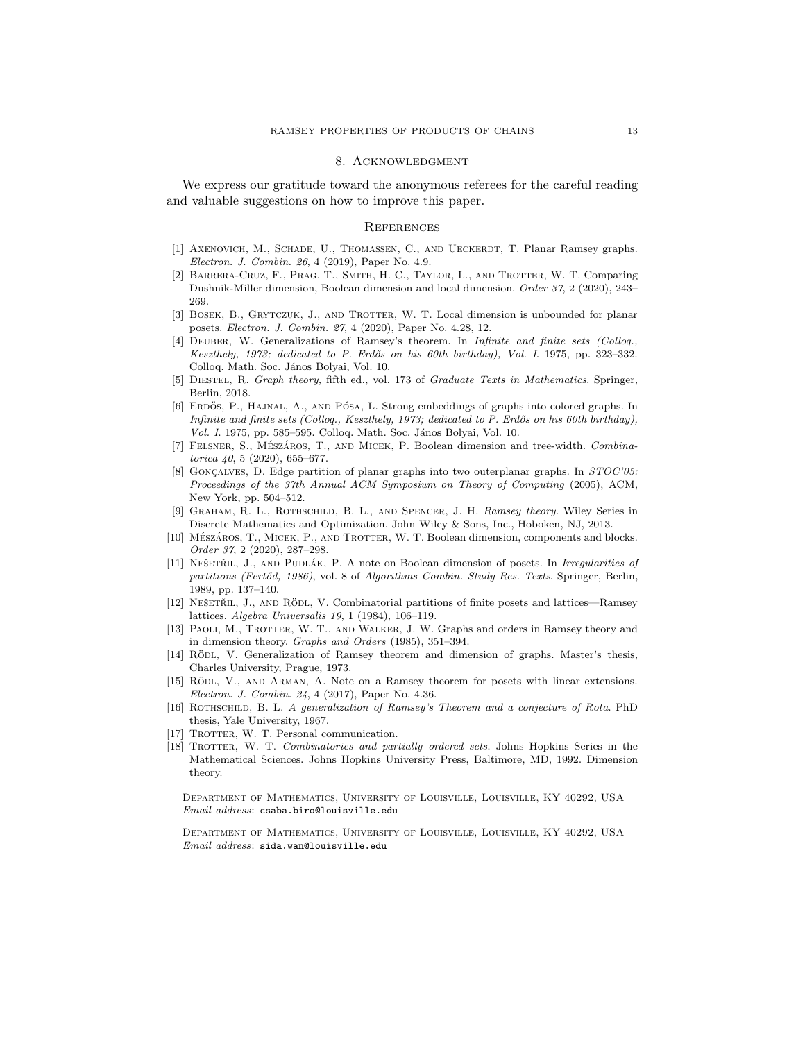## 8. Acknowledgment

We express our gratitude toward the anonymous referees for the careful reading and valuable suggestions on how to improve this paper.

## References

[1] Axenovich, M., Schade, U., Thomassen, C., and Ueckerdt, T. Planar Ramsey graphs. *Electron. J. Combin. 26*, 4 (2019), Paper No. 4.9.

[2] Barrera-Cruz, F., Prag, T., Smith, H. C., Taylor, L., and Trotter, W. T. Comparing Dushnik-Miller dimension, Boolean dimension and local dimension. *Order 37*, 2 (2020), 243–269.

[3] Bosek, B., Grytczuk, J., and Trotter, W. T. Local dimension is unbounded for planar posets. *Electron. J. Combin. 27*, 4 (2020), Paper No. 4.28, 12.

[4] Deuber, W. Generalizations of Ramsey's theorem. In *Infinite and finite sets (Colloq., Keszthely, 1973; dedicated to P. Erdős on his 60th birthday), Vol. I*. 1975, pp. 323–332. Colloq. Math. Soc. János Bolyai, Vol. 10.

[5] Diestel, R. *Graph theory*, fifth ed., vol. 173 of *Graduate Texts in Mathematics*. Springer, Berlin, 2018.

[6] Erdős, P., Hajnal, A., and Pósa, L. Strong embeddings of graphs into colored graphs. In *Infinite and finite sets (Colloq., Keszthely, 1973; dedicated to P. Erdős on his 60th birthday), Vol. I*. 1975, pp. 585–595. Colloq. Math. Soc. János Bolyai, Vol. 10.

[7] Felsner, S., Mészáros, T., and Micek, P. Boolean dimension and tree-width. *Combinatorica 40*, 5 (2020), 655–677.

[8] Gonçalves, D. Edge partition of planar graphs into two outerplanar graphs. In *STOC'05: Proceedings of the 37th Annual ACM Symposium on Theory of Computing* (2005), ACM, New York, pp. 504–512.

[9] Graham, R. L., Rothschild, B. L., and Spencer, J. H. *Ramsey theory*. Wiley Series in Discrete Mathematics and Optimization. John Wiley & Sons, Inc., Hoboken, NJ, 2013.

[10] Mészáros, T., Micek, P., and Trotter, W. T. Boolean dimension, components and blocks. *Order 37*, 2 (2020), 287–298.

[11] Nešetřil, J., and Pudlák, P. A note on Boolean dimension of posets. In *Irregularities of partitions (Fertőd, 1986)*, vol. 8 of *Algorithms Combin. Study Res. Texts*. Springer, Berlin, 1989, pp. 137–140.

[12] Nešetřil, J., and Rödl, V. Combinatorial partitions of finite posets and lattices—Ramsey lattices. *Algebra Universalis 19*, 1 (1984), 106–119.

[13] Paoli, M., Trotter, W. T., and Walker, J. W. Graphs and orders in Ramsey theory and in dimension theory. *Graphs and Orders* (1985), 351–394.

[14] Rödl, V. Generalization of Ramsey theorem and dimension of graphs. Master's thesis, Charles University, Prague, 1973.

[15] Rödl, V., and Arman, A. Note on a Ramsey theorem for posets with linear extensions. *Electron. J. Combin. 24*, 4 (2017), Paper No. 4.36.

[16] Rothschild, B. L. *A generalization of Ramsey's Theorem and a conjecture of Rota*. PhD thesis, Yale University, 1967.

[17] Trotter, W. T. Personal communication.

[18] Trotter, W. T. *Combinatorics and partially ordered sets*. Johns Hopkins Series in the Mathematical Sciences. Johns Hopkins University Press, Baltimore, MD, 1992. Dimension theory.

Department of Mathematics, University of Louisville, Louisville, KY 40292, USA
*Email address*: csaba.biro@louisville.edu

Department of Mathematics, University of Louisville, Louisville, KY 40292, USA
*Email address*: sida.wan@louisville.edu